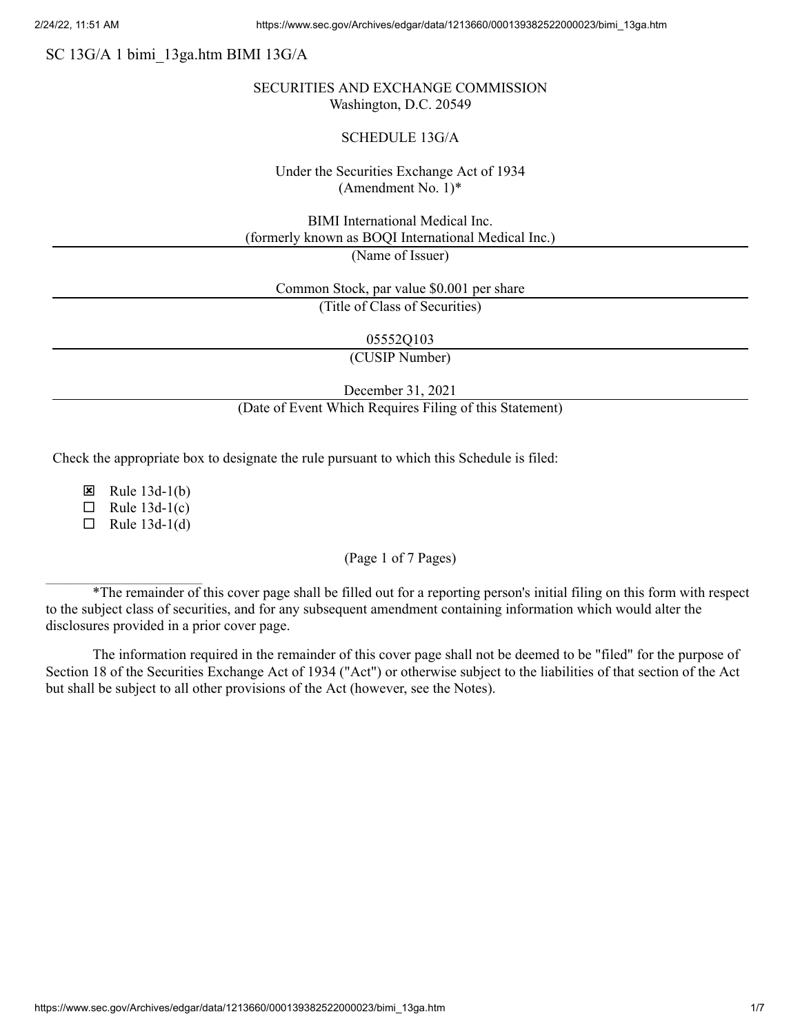SC 13G/A 1 bimi_13ga.htm BIMI 13G/A

SECURITIES AND EXCHANGE COMMISSION
Washington, D.C. 20549

SCHEDULE 13G/A

Under the Securities Exchange Act of 1934
(Amendment No. 1)*

BIMI International Medical Inc.
(formerly known as BOQI International Medical Inc.)

(Name of Issuer)

Common Stock, par value $0.001 per share

(Title of Class of Securities)

05552Q103

(CUSIP Number)

December 31, 2021

(Date of Event Which Requires Filing of this Statement)

Check the appropriate box to designate the rule pursuant to which this Schedule is filed:

☒ Rule 13d-1(b)
☐ Rule 13d-1(c)
☐ Rule 13d-1(d)

(Page 1 of 7 Pages)

*The remainder of this cover page shall be filled out for a reporting person's initial filing on this form with respect to the subject class of securities, and for any subsequent amendment containing information which would alter the disclosures provided in a prior cover page.

The information required in the remainder of this cover page shall not be deemed to be "filed" for the purpose of Section 18 of the Securities Exchange Act of 1934 ("Act") or otherwise subject to the liabilities of that section of the Act but shall be subject to all other provisions of the Act (however, see the Notes).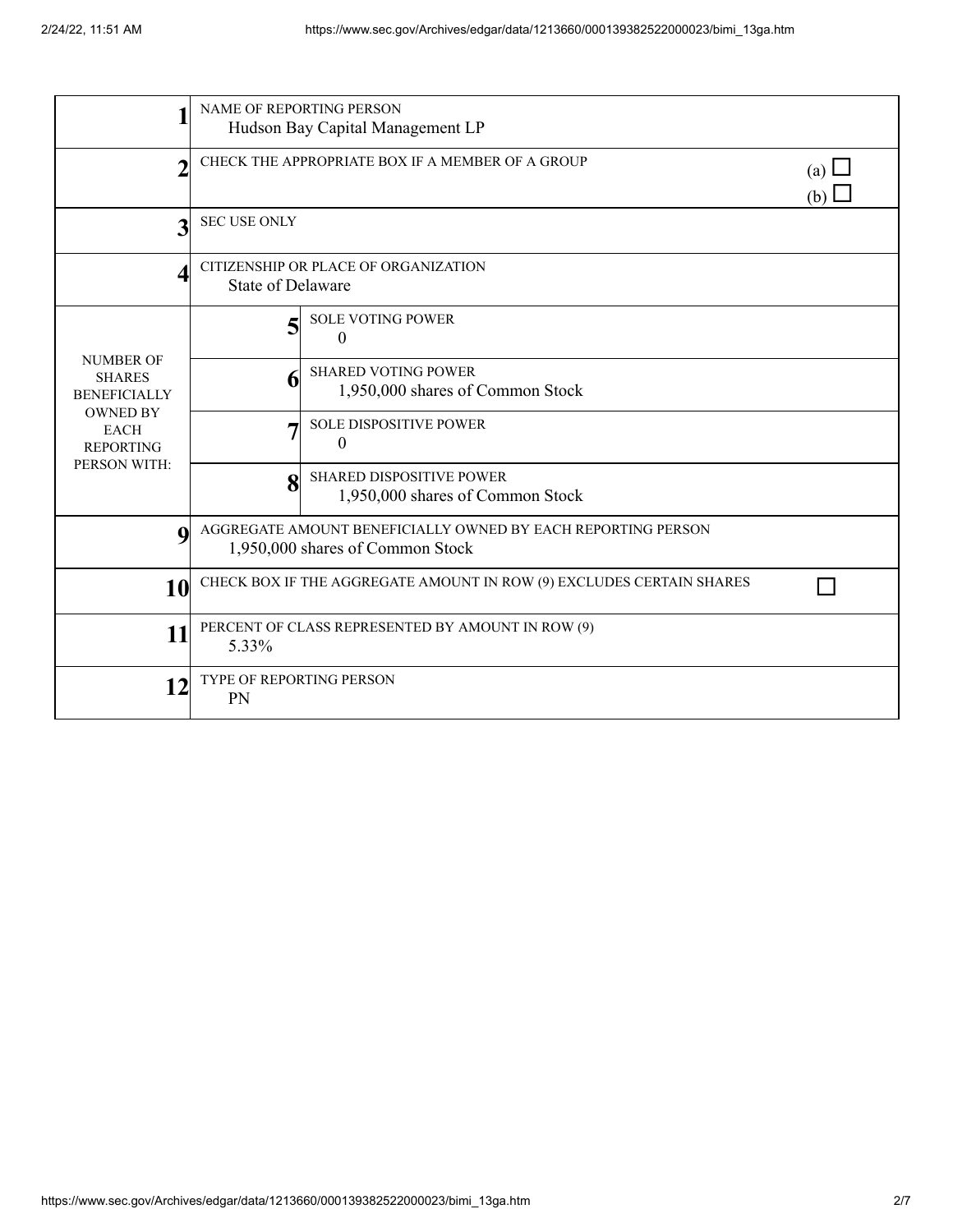| | | |
|---|---|---|
| 1 | NAME OF REPORTING PERSON<br>Hudson Bay Capital Management LP | |
| 2 | CHECK THE APPROPRIATE BOX IF A MEMBER OF A GROUP | (a) ☐<br>(b) ☐ |
| 3 | SEC USE ONLY | |
| 4 | CITIZENSHIP OR PLACE OF ORGANIZATION<br>State of Delaware | |
| NUMBER OF SHARES BENEFICIALLY OWNED BY EACH REPORTING PERSON WITH: | 5 | SOLE VOTING POWER<br>0 |
| | 6 | SHARED VOTING POWER<br>1,950,000 shares of Common Stock |
| | 7 | SOLE DISPOSITIVE POWER<br>0 |
| | 8 | SHARED DISPOSITIVE POWER<br>1,950,000 shares of Common Stock |
| 9 | AGGREGATE AMOUNT BENEFICIALLY OWNED BY EACH REPORTING PERSON<br>1,950,000 shares of Common Stock | |
| 10 | CHECK BOX IF THE AGGREGATE AMOUNT IN ROW (9) EXCLUDES CERTAIN SHARES | ☐ |
| 11 | PERCENT OF CLASS REPRESENTED BY AMOUNT IN ROW (9)<br>5.33% | |
| 12 | TYPE OF REPORTING PERSON<br>PN | |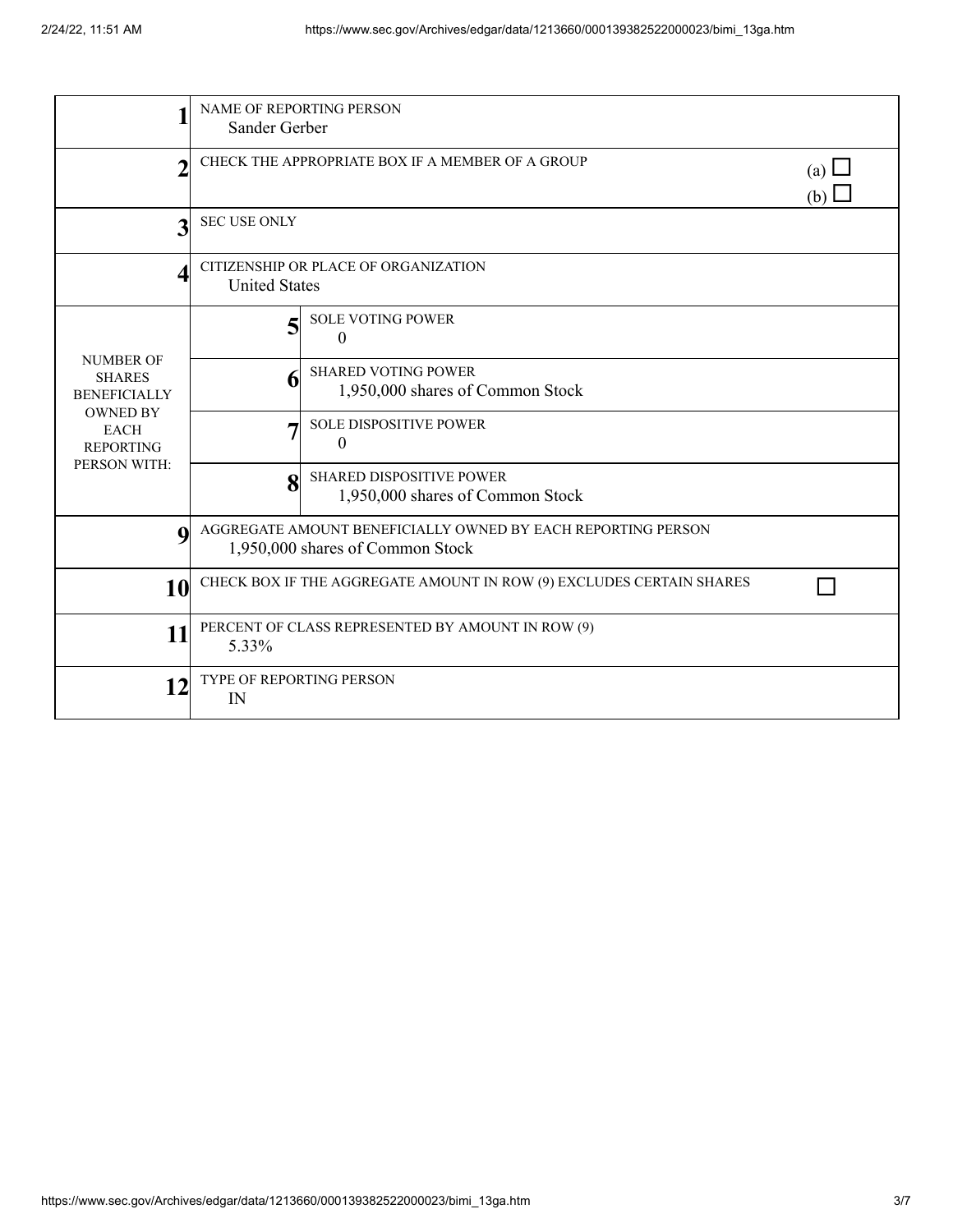| | | |
|---|---|---|
| 1 | NAME OF REPORTING PERSON<br>Sander Gerber | |
| 2 | CHECK THE APPROPRIATE BOX IF A MEMBER OF A GROUP | (a) ☐<br>(b) ☐ |
| 3 | SEC USE ONLY | |
| 4 | CITIZENSHIP OR PLACE OF ORGANIZATION<br>United States | |
| NUMBER OF SHARES BENEFICIALLY OWNED BY EACH REPORTING PERSON WITH: | 5 | SOLE VOTING POWER<br>0 |
| | 6 | SHARED VOTING POWER<br>1,950,000 shares of Common Stock |
| | 7 | SOLE DISPOSITIVE POWER<br>0 |
| | 8 | SHARED DISPOSITIVE POWER<br>1,950,000 shares of Common Stock |
| 9 | AGGREGATE AMOUNT BENEFICIALLY OWNED BY EACH REPORTING PERSON<br>1,950,000 shares of Common Stock | |
| 10 | CHECK BOX IF THE AGGREGATE AMOUNT IN ROW (9) EXCLUDES CERTAIN SHARES | ☐ |
| 11 | PERCENT OF CLASS REPRESENTED BY AMOUNT IN ROW (9)<br>5.33% | |
| 12 | TYPE OF REPORTING PERSON<br>IN | |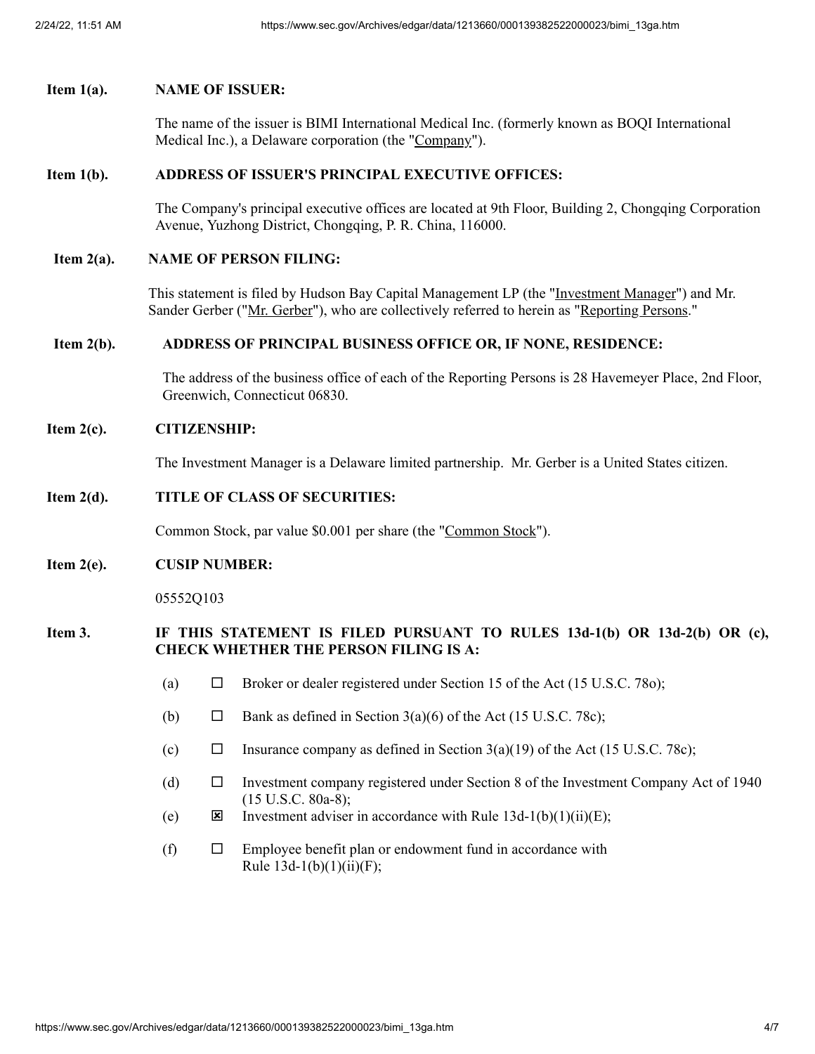**Item 1(a). NAME OF ISSUER:**

The name of the issuer is BIMI International Medical Inc. (formerly known as BOQI International Medical Inc.), a Delaware corporation (the "Company").

**Item 1(b). ADDRESS OF ISSUER'S PRINCIPAL EXECUTIVE OFFICES:**

The Company's principal executive offices are located at 9th Floor, Building 2, Chongqing Corporation Avenue, Yuzhong District, Chongqing, P. R. China, 116000.

**Item 2(a). NAME OF PERSON FILING:**

This statement is filed by Hudson Bay Capital Management LP (the "Investment Manager") and Mr. Sander Gerber ("Mr. Gerber"), who are collectively referred to herein as "Reporting Persons."

**Item 2(b). ADDRESS OF PRINCIPAL BUSINESS OFFICE OR, IF NONE, RESIDENCE:**

The address of the business office of each of the Reporting Persons is 28 Havemeyer Place, 2nd Floor, Greenwich, Connecticut 06830.

**Item 2(c). CITIZENSHIP:**

The Investment Manager is a Delaware limited partnership. Mr. Gerber is a United States citizen.

**Item 2(d). TITLE OF CLASS OF SECURITIES:**

Common Stock, par value $0.001 per share (the "Common Stock").

**Item 2(e). CUSIP NUMBER:**

05552Q103

**Item 3. IF THIS STATEMENT IS FILED PURSUANT TO RULES 13d-1(b) OR 13d-2(b) OR (c), CHECK WHETHER THE PERSON FILING IS A:**

(a) ☐ Broker or dealer registered under Section 15 of the Act (15 U.S.C. 78o);

(b) ☐ Bank as defined in Section 3(a)(6) of the Act (15 U.S.C. 78c);

(c) ☐ Insurance company as defined in Section 3(a)(19) of the Act (15 U.S.C. 78c);

(d) ☐ Investment company registered under Section 8 of the Investment Company Act of 1940 (15 U.S.C. 80a-8);

(e) ☒ Investment adviser in accordance with Rule 13d-1(b)(1)(ii)(E);

(f) ☐ Employee benefit plan or endowment fund in accordance with Rule 13d-1(b)(1)(ii)(F);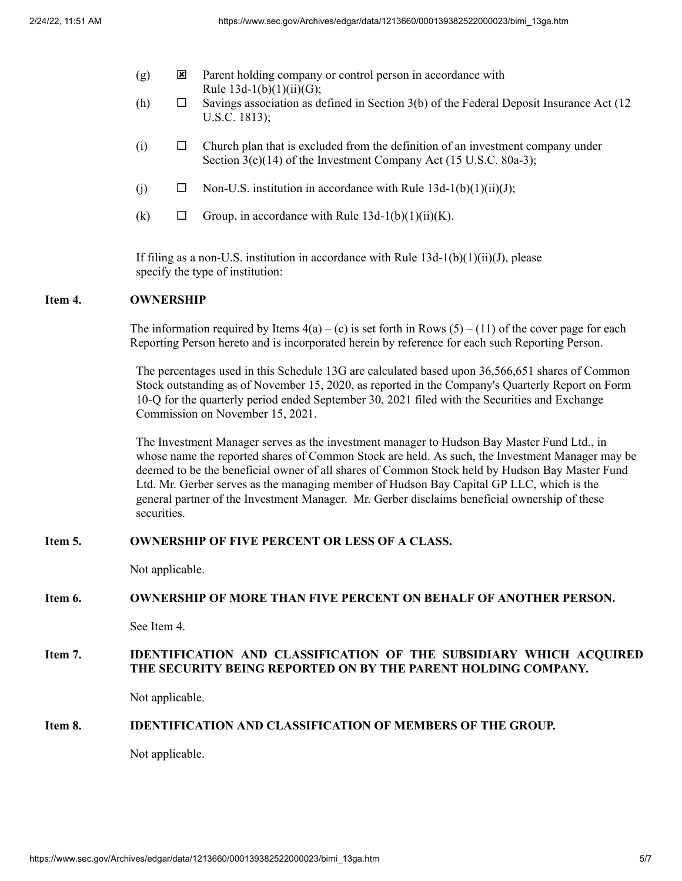(g) ☒ Parent holding company or control person in accordance with Rule 13d-1(b)(1)(ii)(G);

(h) ☐ Savings association as defined in Section 3(b) of the Federal Deposit Insurance Act (12 U.S.C. 1813);

(i) ☐ Church plan that is excluded from the definition of an investment company under Section 3(c)(14) of the Investment Company Act (15 U.S.C. 80a-3);

(j) ☐ Non-U.S. institution in accordance with Rule 13d-1(b)(1)(ii)(J);

(k) ☐ Group, in accordance with Rule 13d-1(b)(1)(ii)(K).

If filing as a non-U.S. institution in accordance with Rule 13d-1(b)(1)(ii)(J), please specify the type of institution:

**Item 4. OWNERSHIP**

The information required by Items 4(a) – (c) is set forth in Rows (5) – (11) of the cover page for each Reporting Person hereto and is incorporated herein by reference for each such Reporting Person.

The percentages used in this Schedule 13G are calculated based upon 36,566,651 shares of Common Stock outstanding as of November 15, 2020, as reported in the Company's Quarterly Report on Form 10-Q for the quarterly period ended September 30, 2021 filed with the Securities and Exchange Commission on November 15, 2021.

The Investment Manager serves as the investment manager to Hudson Bay Master Fund Ltd., in whose name the reported shares of Common Stock are held. As such, the Investment Manager may be deemed to be the beneficial owner of all shares of Common Stock held by Hudson Bay Master Fund Ltd. Mr. Gerber serves as the managing member of Hudson Bay Capital GP LLC, which is the general partner of the Investment Manager. Mr. Gerber disclaims beneficial ownership of these securities.

**Item 5. OWNERSHIP OF FIVE PERCENT OR LESS OF A CLASS.**

Not applicable.

**Item 6. OWNERSHIP OF MORE THAN FIVE PERCENT ON BEHALF OF ANOTHER PERSON.**

See Item 4.

**Item 7. IDENTIFICATION AND CLASSIFICATION OF THE SUBSIDIARY WHICH ACQUIRED THE SECURITY BEING REPORTED ON BY THE PARENT HOLDING COMPANY.**

Not applicable.

**Item 8. IDENTIFICATION AND CLASSIFICATION OF MEMBERS OF THE GROUP.**

Not applicable.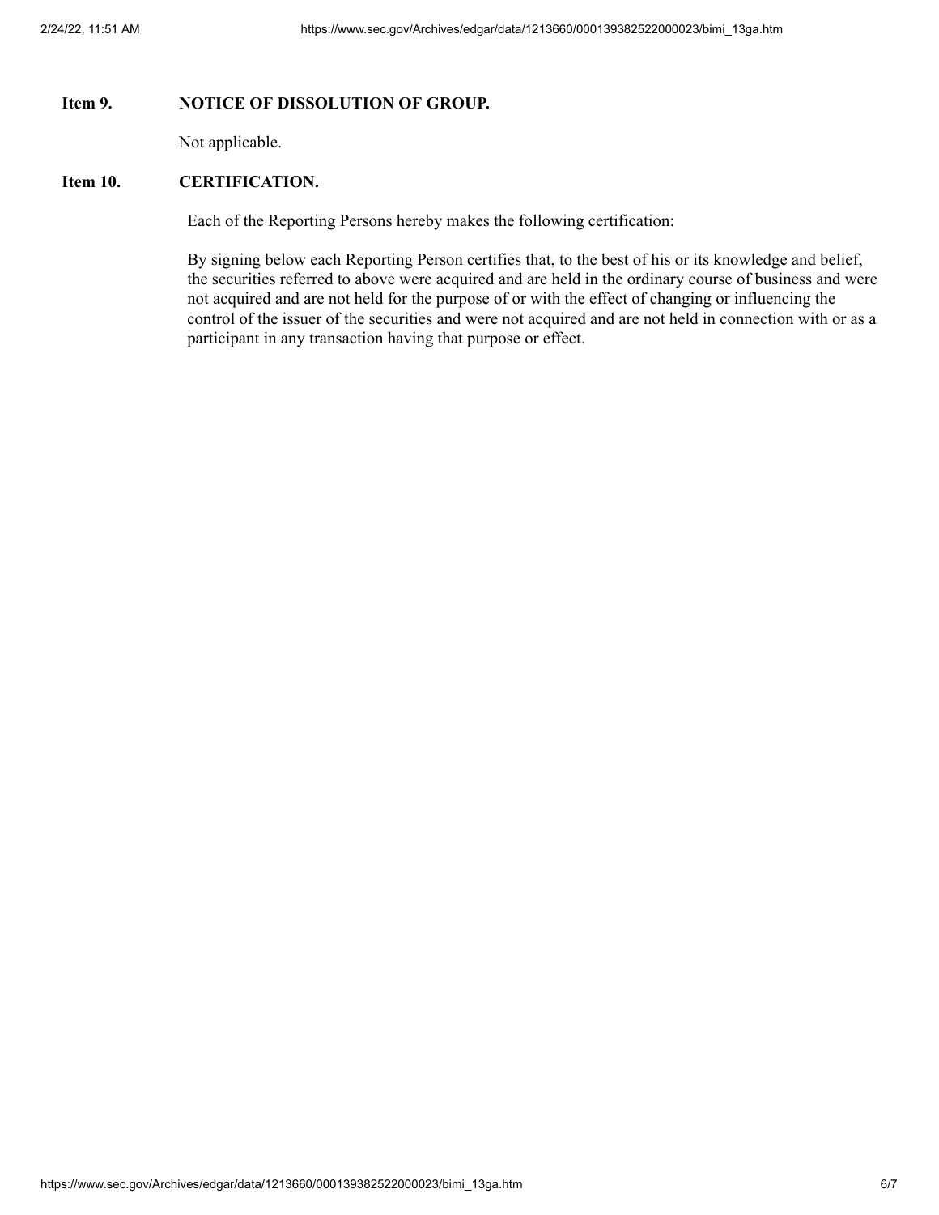**Item 9. NOTICE OF DISSOLUTION OF GROUP.**

Not applicable.

**Item 10. CERTIFICATION.**

Each of the Reporting Persons hereby makes the following certification:

By signing below each Reporting Person certifies that, to the best of his or its knowledge and belief, the securities referred to above were acquired and are held in the ordinary course of business and were not acquired and are not held for the purpose of or with the effect of changing or influencing the control of the issuer of the securities and were not acquired and are not held in connection with or as a participant in any transaction having that purpose or effect.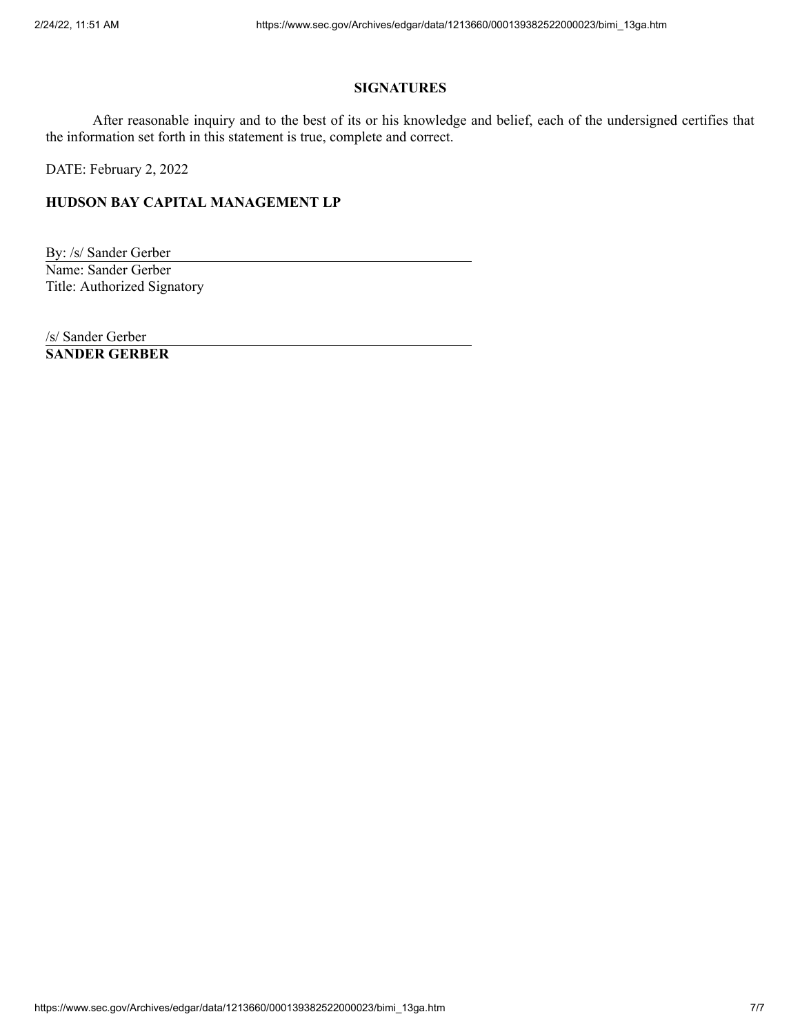## SIGNATURES

After reasonable inquiry and to the best of its or his knowledge and belief, each of the undersigned certifies that the information set forth in this statement is true, complete and correct.

DATE: February 2, 2022

**HUDSON BAY CAPITAL MANAGEMENT LP**

By: /s/ Sander Gerber
Name: Sander Gerber
Title: Authorized Signatory

/s/ Sander Gerber
**SANDER GERBER**